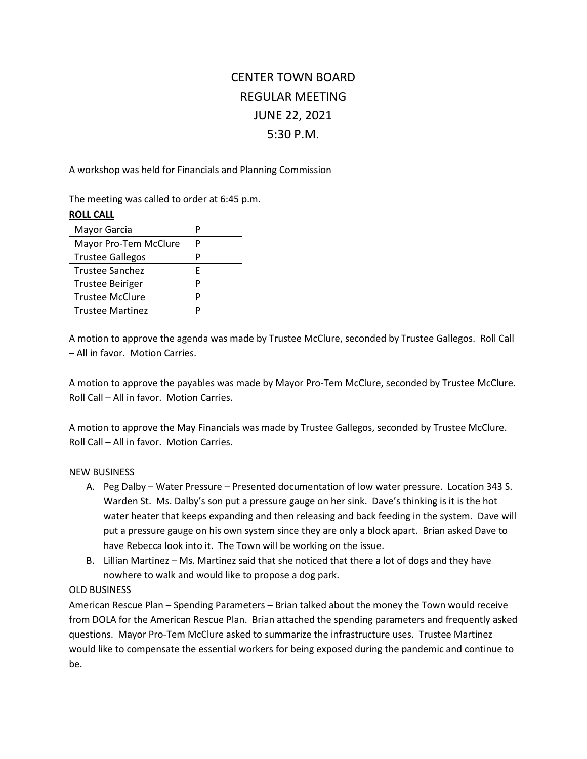# CENTER TOWN BOARD
# REGULAR MEETING
# JUNE 22, 2021
# 5:30 P.M.

A workshop was held for Financials and Planning Commission

The meeting was called to order at 6:45 p.m.

**ROLL CALL**

| | |
|---|---|
| Mayor Garcia | P |
| Mayor Pro-Tem McClure | P |
| Trustee Gallegos | P |
| Trustee Sanchez | E |
| Trustee Beiriger | P |
| Trustee McClure | P |
| Trustee Martinez | P |

A motion to approve the agenda was made by Trustee McClure, seconded by Trustee Gallegos. Roll Call – All in favor. Motion Carries.

A motion to approve the payables was made by Mayor Pro-Tem McClure, seconded by Trustee McClure. Roll Call – All in favor. Motion Carries.

A motion to approve the May Financials was made by Trustee Gallegos, seconded by Trustee McClure. Roll Call – All in favor. Motion Carries.

NEW BUSINESS

A. Peg Dalby – Water Pressure – Presented documentation of low water pressure. Location 343 S. Warden St. Ms. Dalby's son put a pressure gauge on her sink. Dave's thinking is it is the hot water heater that keeps expanding and then releasing and back feeding in the system. Dave will put a pressure gauge on his own system since they are only a block apart. Brian asked Dave to have Rebecca look into it. The Town will be working on the issue.
B. Lillian Martinez – Ms. Martinez said that she noticed that there a lot of dogs and they have nowhere to walk and would like to propose a dog park.

OLD BUSINESS

American Rescue Plan – Spending Parameters – Brian talked about the money the Town would receive from DOLA for the American Rescue Plan. Brian attached the spending parameters and frequently asked questions. Mayor Pro-Tem McClure asked to summarize the infrastructure uses. Trustee Martinez would like to compensate the essential workers for being exposed during the pandemic and continue to be.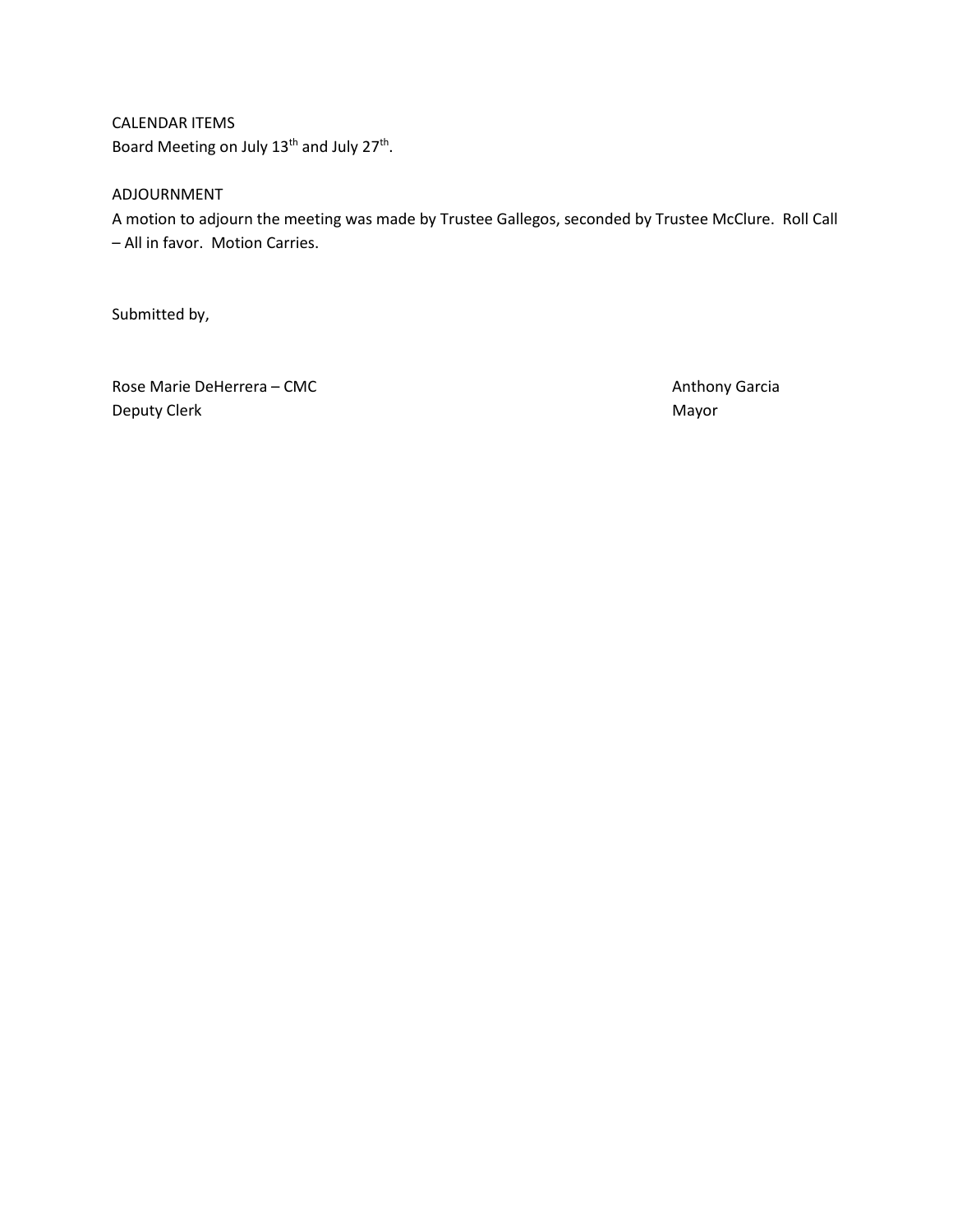CALENDAR ITEMS
Board Meeting on July 13th and July 27th.

ADJOURNMENT
A motion to adjourn the meeting was made by Trustee Gallegos, seconded by Trustee McClure. Roll Call – All in favor. Motion Carries.

Submitted by,

Rose Marie DeHerrera – CMC
Deputy Clerk

Anthony Garcia
Mayor